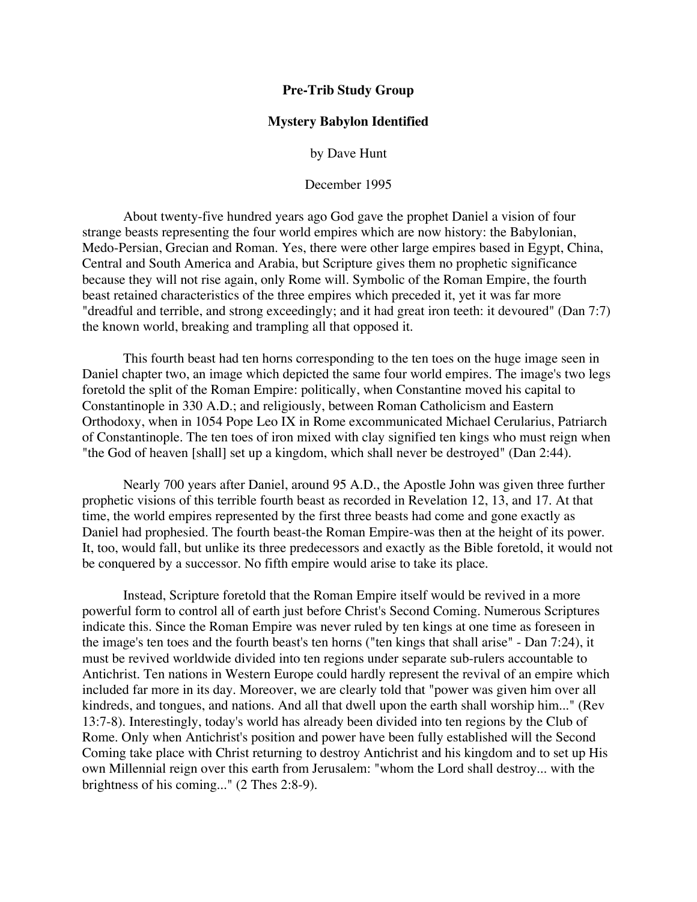**Pre-Trib Study Group**

**Mystery Babylon Identified**

by Dave Hunt

December 1995

About twenty-five hundred years ago God gave the prophet Daniel a vision of four strange beasts representing the four world empires which are now history: the Babylonian, Medo-Persian, Grecian and Roman. Yes, there were other large empires based in Egypt, China, Central and South America and Arabia, but Scripture gives them no prophetic significance because they will not rise again, only Rome will. Symbolic of the Roman Empire, the fourth beast retained characteristics of the three empires which preceded it, yet it was far more "dreadful and terrible, and strong exceedingly; and it had great iron teeth: it devoured" (Dan 7:7) the known world, breaking and trampling all that opposed it.

This fourth beast had ten horns corresponding to the ten toes on the huge image seen in Daniel chapter two, an image which depicted the same four world empires. The image's two legs foretold the split of the Roman Empire: politically, when Constantine moved his capital to Constantinople in 330 A.D.; and religiously, between Roman Catholicism and Eastern Orthodoxy, when in 1054 Pope Leo IX in Rome excommunicated Michael Cerularius, Patriarch of Constantinople. The ten toes of iron mixed with clay signified ten kings who must reign when "the God of heaven [shall] set up a kingdom, which shall never be destroyed" (Dan 2:44).

Nearly 700 years after Daniel, around 95 A.D., the Apostle John was given three further prophetic visions of this terrible fourth beast as recorded in Revelation 12, 13, and 17. At that time, the world empires represented by the first three beasts had come and gone exactly as Daniel had prophesied. The fourth beast-the Roman Empire-was then at the height of its power. It, too, would fall, but unlike its three predecessors and exactly as the Bible foretold, it would not be conquered by a successor. No fifth empire would arise to take its place.

Instead, Scripture foretold that the Roman Empire itself would be revived in a more powerful form to control all of earth just before Christ's Second Coming. Numerous Scriptures indicate this. Since the Roman Empire was never ruled by ten kings at one time as foreseen in the image's ten toes and the fourth beast's ten horns ("ten kings that shall arise" - Dan 7:24), it must be revived worldwide divided into ten regions under separate sub-rulers accountable to Antichrist. Ten nations in Western Europe could hardly represent the revival of an empire which included far more in its day. Moreover, we are clearly told that "power was given him over all kindreds, and tongues, and nations. And all that dwell upon the earth shall worship him..." (Rev 13:7-8). Interestingly, today's world has already been divided into ten regions by the Club of Rome. Only when Antichrist's position and power have been fully established will the Second Coming take place with Christ returning to destroy Antichrist and his kingdom and to set up His own Millennial reign over this earth from Jerusalem: "whom the Lord shall destroy... with the brightness of his coming..." (2 Thes 2:8-9).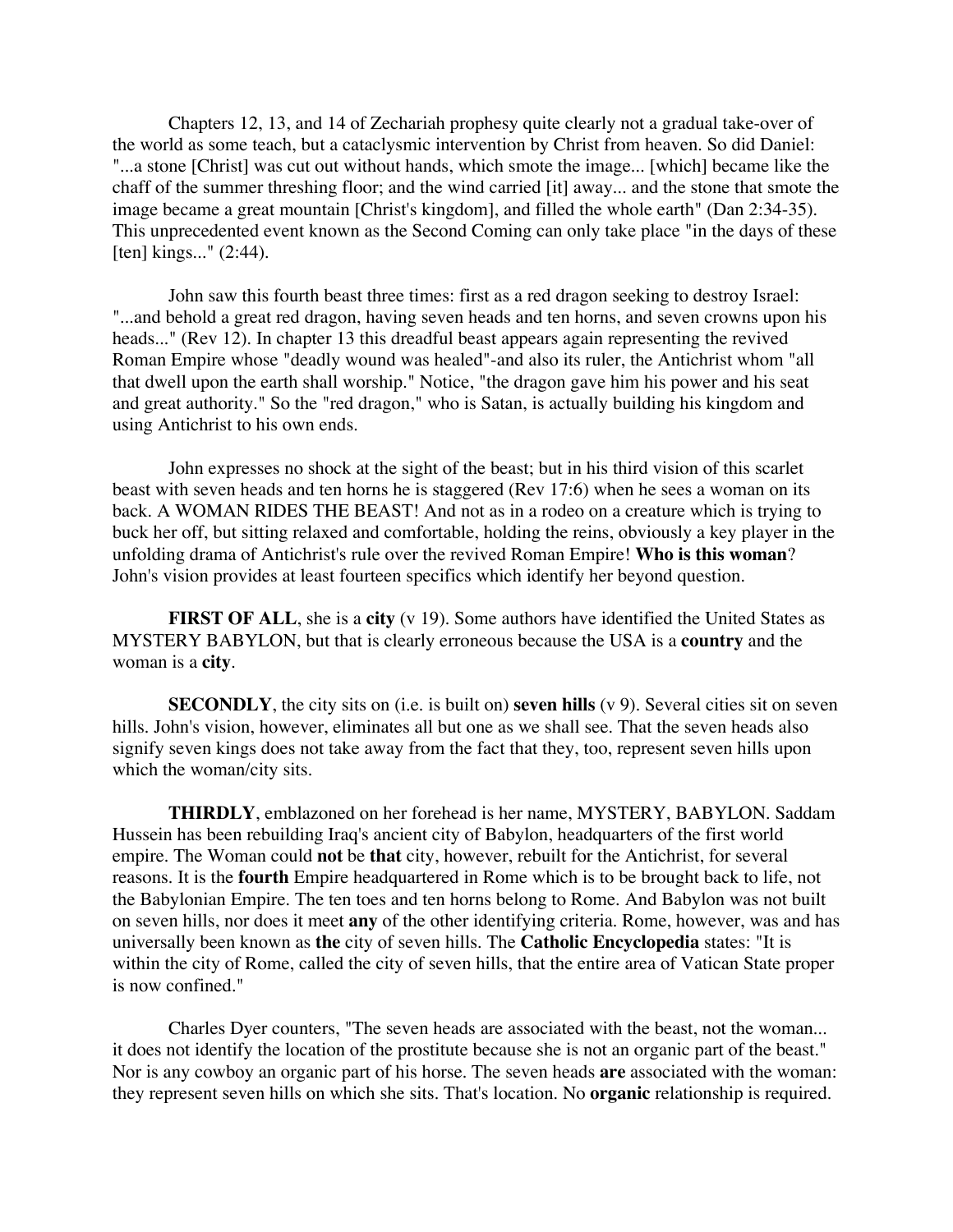Chapters 12, 13, and 14 of Zechariah prophesy quite clearly not a gradual take-over of the world as some teach, but a cataclysmic intervention by Christ from heaven. So did Daniel: "...a stone [Christ] was cut out without hands, which smote the image... [which] became like the chaff of the summer threshing floor; and the wind carried [it] away... and the stone that smote the image became a great mountain [Christ's kingdom], and filled the whole earth" (Dan 2:34-35). This unprecedented event known as the Second Coming can only take place "in the days of these [ten] kings..." (2:44).

John saw this fourth beast three times: first as a red dragon seeking to destroy Israel: "...and behold a great red dragon, having seven heads and ten horns, and seven crowns upon his heads..." (Rev 12). In chapter 13 this dreadful beast appears again representing the revived Roman Empire whose "deadly wound was healed"-and also its ruler, the Antichrist whom "all that dwell upon the earth shall worship." Notice, "the dragon gave him his power and his seat and great authority." So the "red dragon," who is Satan, is actually building his kingdom and using Antichrist to his own ends.

John expresses no shock at the sight of the beast; but in his third vision of this scarlet beast with seven heads and ten horns he is staggered (Rev 17:6) when he sees a woman on its back. A WOMAN RIDES THE BEAST! And not as in a rodeo on a creature which is trying to buck her off, but sitting relaxed and comfortable, holding the reins, obviously a key player in the unfolding drama of Antichrist's rule over the revived Roman Empire! **Who is this woman**? John's vision provides at least fourteen specifics which identify her beyond question.

**FIRST OF ALL**, she is a **city** (v 19). Some authors have identified the United States as MYSTERY BABYLON, but that is clearly erroneous because the USA is a **country** and the woman is a **city**.

**SECONDLY**, the city sits on (i.e. is built on) **seven hills** (v 9). Several cities sit on seven hills. John's vision, however, eliminates all but one as we shall see. That the seven heads also signify seven kings does not take away from the fact that they, too, represent seven hills upon which the woman/city sits.

**THIRDLY**, emblazoned on her forehead is her name, MYSTERY, BABYLON. Saddam Hussein has been rebuilding Iraq's ancient city of Babylon, headquarters of the first world empire. The Woman could **not** be **that** city, however, rebuilt for the Antichrist, for several reasons. It is the **fourth** Empire headquartered in Rome which is to be brought back to life, not the Babylonian Empire. The ten toes and ten horns belong to Rome. And Babylon was not built on seven hills, nor does it meet **any** of the other identifying criteria. Rome, however, was and has universally been known as **the** city of seven hills. The **Catholic Encyclopedia** states: "It is within the city of Rome, called the city of seven hills, that the entire area of Vatican State proper is now confined."

Charles Dyer counters, "The seven heads are associated with the beast, not the woman... it does not identify the location of the prostitute because she is not an organic part of the beast." Nor is any cowboy an organic part of his horse. The seven heads **are** associated with the woman: they represent seven hills on which she sits. That's location. No **organic** relationship is required.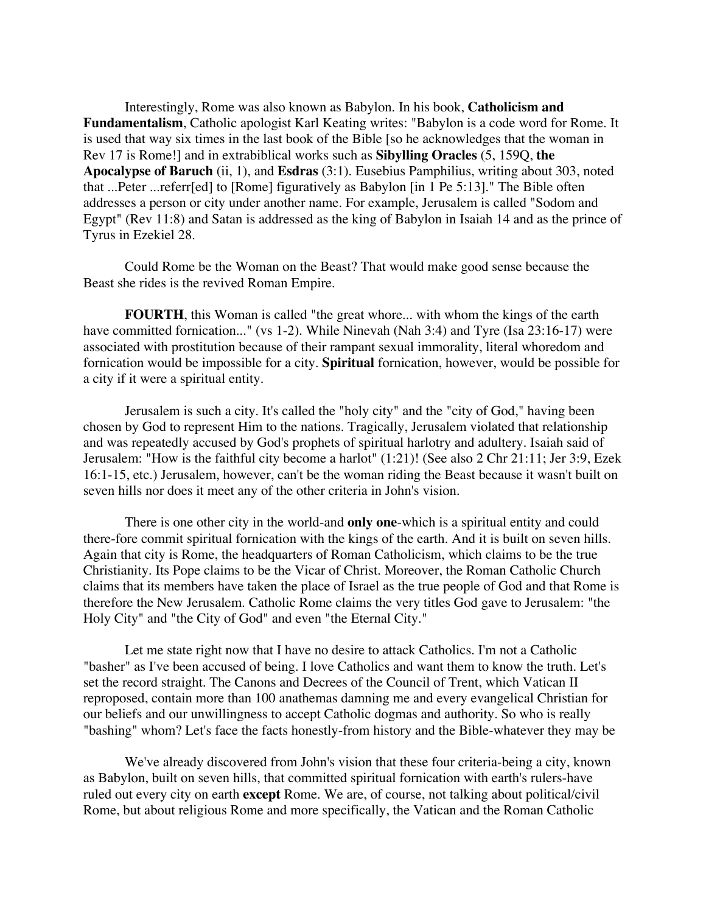Interestingly, Rome was also known as Babylon. In his book, **Catholicism and Fundamentalism**, Catholic apologist Karl Keating writes: "Babylon is a code word for Rome. It is used that way six times in the last book of the Bible [so he acknowledges that the woman in Rev 17 is Rome!] and in extrabiblical works such as **Sibylling Oracles** (5, 159Q, **the Apocalypse of Baruch** (ii, 1), and **Esdras** (3:1). Eusebius Pamphilius, writing about 303, noted that ...Peter ...referr[ed] to [Rome] figuratively as Babylon [in 1 Pe 5:13]." The Bible often addresses a person or city under another name. For example, Jerusalem is called "Sodom and Egypt" (Rev 11:8) and Satan is addressed as the king of Babylon in Isaiah 14 and as the prince of Tyrus in Ezekiel 28.

Could Rome be the Woman on the Beast? That would make good sense because the Beast she rides is the revived Roman Empire.

**FOURTH**, this Woman is called "the great whore... with whom the kings of the earth have committed fornication..." (vs 1-2). While Ninevah (Nah 3:4) and Tyre (Isa 23:16-17) were associated with prostitution because of their rampant sexual immorality, literal whoredom and fornication would be impossible for a city. **Spiritual** fornication, however, would be possible for a city if it were a spiritual entity.

Jerusalem is such a city. It's called the "holy city" and the "city of God," having been chosen by God to represent Him to the nations. Tragically, Jerusalem violated that relationship and was repeatedly accused by God's prophets of spiritual harlotry and adultery. Isaiah said of Jerusalem: "How is the faithful city become a harlot" (1:21)! (See also 2 Chr 21:11; Jer 3:9, Ezek 16:1-15, etc.) Jerusalem, however, can't be the woman riding the Beast because it wasn't built on seven hills nor does it meet any of the other criteria in John's vision.

There is one other city in the world-and **only one**-which is a spiritual entity and could there-fore commit spiritual fornication with the kings of the earth. And it is built on seven hills. Again that city is Rome, the headquarters of Roman Catholicism, which claims to be the true Christianity. Its Pope claims to be the Vicar of Christ. Moreover, the Roman Catholic Church claims that its members have taken the place of Israel as the true people of God and that Rome is therefore the New Jerusalem. Catholic Rome claims the very titles God gave to Jerusalem: "the Holy City" and "the City of God" and even "the Eternal City."

Let me state right now that I have no desire to attack Catholics. I'm not a Catholic "basher" as I've been accused of being. I love Catholics and want them to know the truth. Let's set the record straight. The Canons and Decrees of the Council of Trent, which Vatican II reproposed, contain more than 100 anathemas damning me and every evangelical Christian for our beliefs and our unwillingness to accept Catholic dogmas and authority. So who is really "bashing" whom? Let's face the facts honestly-from history and the Bible-whatever they may be

We've already discovered from John's vision that these four criteria-being a city, known as Babylon, built on seven hills, that committed spiritual fornication with earth's rulers-have ruled out every city on earth **except** Rome. We are, of course, not talking about political/civil Rome, but about religious Rome and more specifically, the Vatican and the Roman Catholic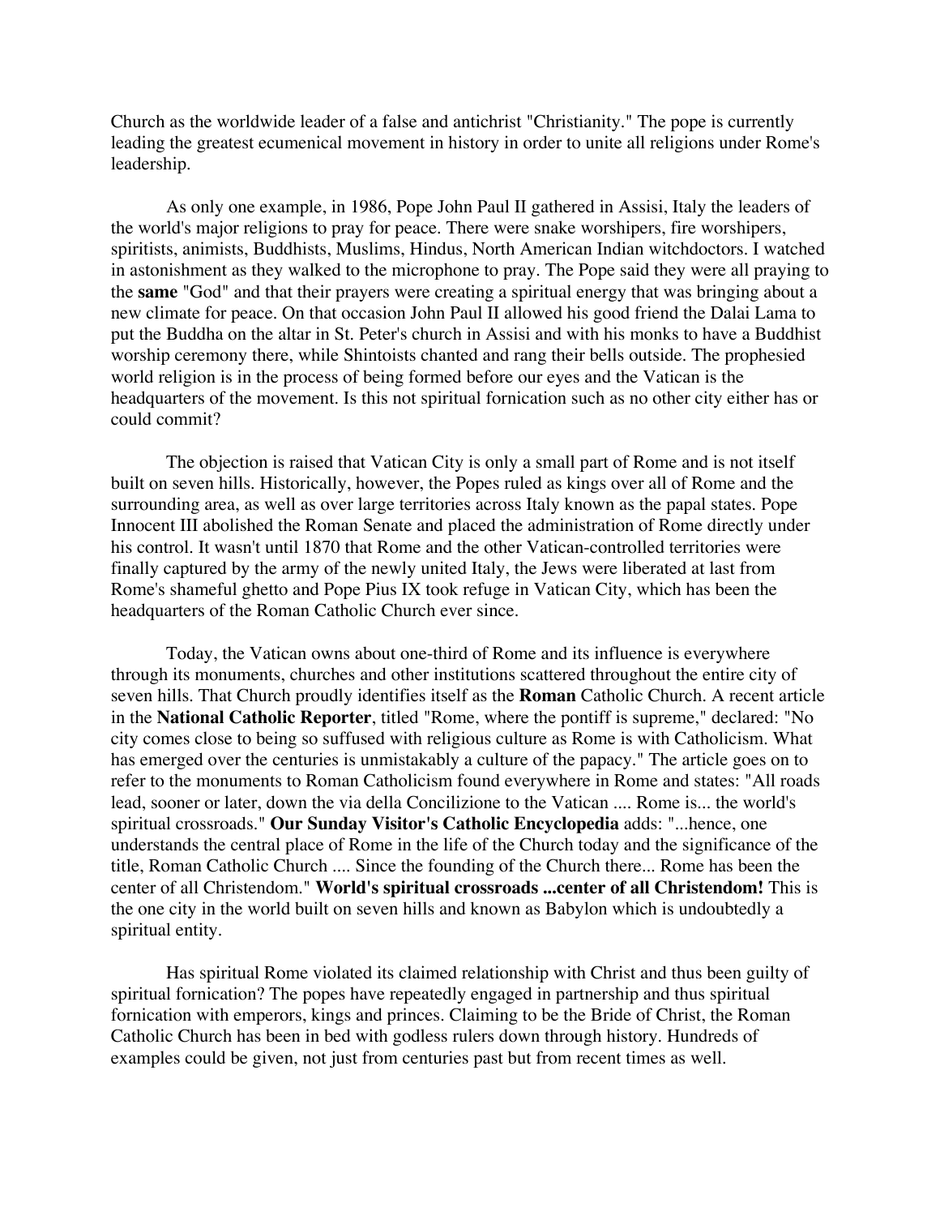Church as the worldwide leader of a false and antichrist "Christianity." The pope is currently leading the greatest ecumenical movement in history in order to unite all religions under Rome's leadership.

As only one example, in 1986, Pope John Paul II gathered in Assisi, Italy the leaders of the world's major religions to pray for peace. There were snake worshipers, fire worshipers, spiritists, animists, Buddhists, Muslims, Hindus, North American Indian witchdoctors. I watched in astonishment as they walked to the microphone to pray. The Pope said they were all praying to the **same** "God" and that their prayers were creating a spiritual energy that was bringing about a new climate for peace. On that occasion John Paul II allowed his good friend the Dalai Lama to put the Buddha on the altar in St. Peter's church in Assisi and with his monks to have a Buddhist worship ceremony there, while Shintoists chanted and rang their bells outside. The prophesied world religion is in the process of being formed before our eyes and the Vatican is the headquarters of the movement. Is this not spiritual fornication such as no other city either has or could commit?

The objection is raised that Vatican City is only a small part of Rome and is not itself built on seven hills. Historically, however, the Popes ruled as kings over all of Rome and the surrounding area, as well as over large territories across Italy known as the papal states. Pope Innocent III abolished the Roman Senate and placed the administration of Rome directly under his control. It wasn't until 1870 that Rome and the other Vatican-controlled territories were finally captured by the army of the newly united Italy, the Jews were liberated at last from Rome's shameful ghetto and Pope Pius IX took refuge in Vatican City, which has been the headquarters of the Roman Catholic Church ever since.

Today, the Vatican owns about one-third of Rome and its influence is everywhere through its monuments, churches and other institutions scattered throughout the entire city of seven hills. That Church proudly identifies itself as the **Roman** Catholic Church. A recent article in the **National Catholic Reporter**, titled "Rome, where the pontiff is supreme," declared: "No city comes close to being so suffused with religious culture as Rome is with Catholicism. What has emerged over the centuries is unmistakably a culture of the papacy." The article goes on to refer to the monuments to Roman Catholicism found everywhere in Rome and states: "All roads lead, sooner or later, down the via della Concilizione to the Vatican .... Rome is... the world's spiritual crossroads." **Our Sunday Visitor's Catholic Encyclopedia** adds: "...hence, one understands the central place of Rome in the life of the Church today and the significance of the title, Roman Catholic Church .... Since the founding of the Church there... Rome has been the center of all Christendom." **World's spiritual crossroads ...center of all Christendom!** This is the one city in the world built on seven hills and known as Babylon which is undoubtedly a spiritual entity.

Has spiritual Rome violated its claimed relationship with Christ and thus been guilty of spiritual fornication? The popes have repeatedly engaged in partnership and thus spiritual fornication with emperors, kings and princes. Claiming to be the Bride of Christ, the Roman Catholic Church has been in bed with godless rulers down through history. Hundreds of examples could be given, not just from centuries past but from recent times as well.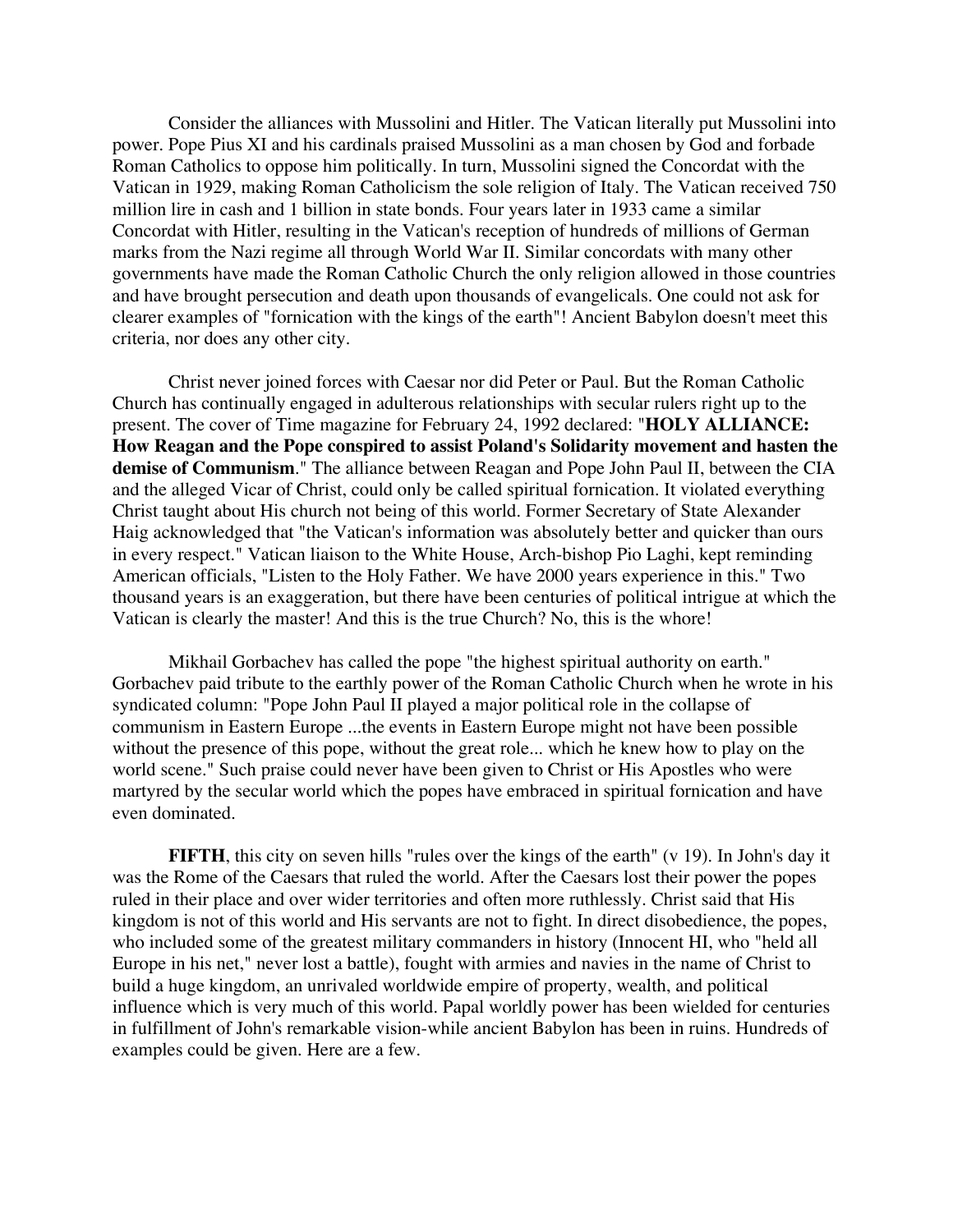Consider the alliances with Mussolini and Hitler. The Vatican literally put Mussolini into power. Pope Pius XI and his cardinals praised Mussolini as a man chosen by God and forbade Roman Catholics to oppose him politically. In turn, Mussolini signed the Concordat with the Vatican in 1929, making Roman Catholicism the sole religion of Italy. The Vatican received 750 million lire in cash and 1 billion in state bonds. Four years later in 1933 came a similar Concordat with Hitler, resulting in the Vatican's reception of hundreds of millions of German marks from the Nazi regime all through World War II. Similar concordats with many other governments have made the Roman Catholic Church the only religion allowed in those countries and have brought persecution and death upon thousands of evangelicals. One could not ask for clearer examples of "fornication with the kings of the earth"! Ancient Babylon doesn't meet this criteria, nor does any other city.

Christ never joined forces with Caesar nor did Peter or Paul. But the Roman Catholic Church has continually engaged in adulterous relationships with secular rulers right up to the present. The cover of Time magazine for February 24, 1992 declared: "**HOLY ALLIANCE: How Reagan and the Pope conspired to assist Poland's Solidarity movement and hasten the demise of Communism**." The alliance between Reagan and Pope John Paul II, between the CIA and the alleged Vicar of Christ, could only be called spiritual fornication. It violated everything Christ taught about His church not being of this world. Former Secretary of State Alexander Haig acknowledged that "the Vatican's information was absolutely better and quicker than ours in every respect." Vatican liaison to the White House, Arch-bishop Pio Laghi, kept reminding American officials, "Listen to the Holy Father. We have 2000 years experience in this." Two thousand years is an exaggeration, but there have been centuries of political intrigue at which the Vatican is clearly the master! And this is the true Church? No, this is the whore!

Mikhail Gorbachev has called the pope "the highest spiritual authority on earth." Gorbachev paid tribute to the earthly power of the Roman Catholic Church when he wrote in his syndicated column: "Pope John Paul II played a major political role in the collapse of communism in Eastern Europe ...the events in Eastern Europe might not have been possible without the presence of this pope, without the great role... which he knew how to play on the world scene." Such praise could never have been given to Christ or His Apostles who were martyred by the secular world which the popes have embraced in spiritual fornication and have even dominated.

**FIFTH**, this city on seven hills "rules over the kings of the earth" (v 19). In John's day it was the Rome of the Caesars that ruled the world. After the Caesars lost their power the popes ruled in their place and over wider territories and often more ruthlessly. Christ said that His kingdom is not of this world and His servants are not to fight. In direct disobedience, the popes, who included some of the greatest military commanders in history (Innocent HI, who "held all Europe in his net," never lost a battle), fought with armies and navies in the name of Christ to build a huge kingdom, an unrivaled worldwide empire of property, wealth, and political influence which is very much of this world. Papal worldly power has been wielded for centuries in fulfillment of John's remarkable vision-while ancient Babylon has been in ruins. Hundreds of examples could be given. Here are a few.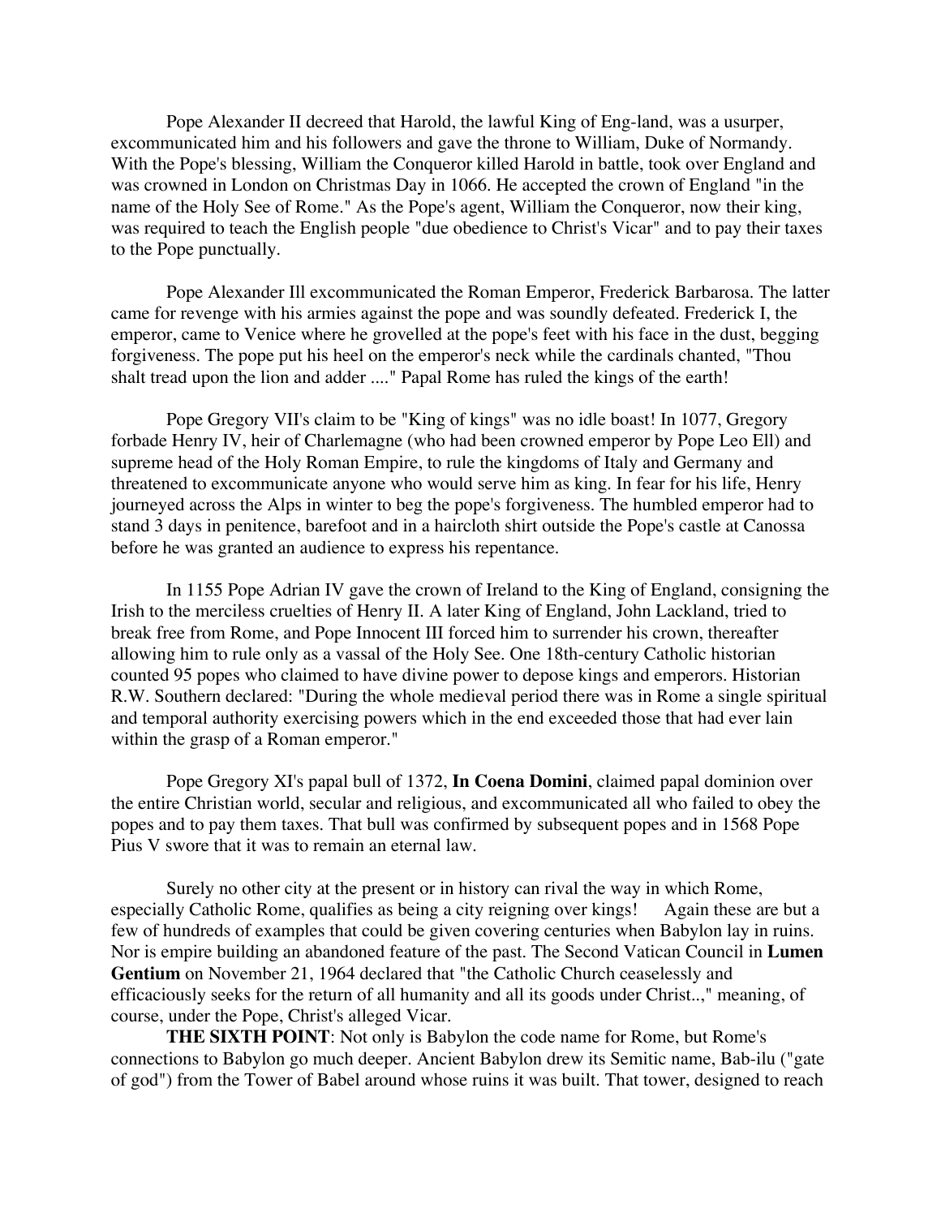Pope Alexander II decreed that Harold, the lawful King of Eng-land, was a usurper, excommunicated him and his followers and gave the throne to William, Duke of Normandy. With the Pope's blessing, William the Conqueror killed Harold in battle, took over England and was crowned in London on Christmas Day in 1066. He accepted the crown of England "in the name of the Holy See of Rome." As the Pope's agent, William the Conqueror, now their king, was required to teach the English people "due obedience to Christ's Vicar" and to pay their taxes to the Pope punctually.

Pope Alexander Ill excommunicated the Roman Emperor, Frederick Barbarosa. The latter came for revenge with his armies against the pope and was soundly defeated. Frederick I, the emperor, came to Venice where he grovelled at the pope's feet with his face in the dust, begging forgiveness. The pope put his heel on the emperor's neck while the cardinals chanted, "Thou shalt tread upon the lion and adder ...." Papal Rome has ruled the kings of the earth!

Pope Gregory VII's claim to be "King of kings" was no idle boast! In 1077, Gregory forbade Henry IV, heir of Charlemagne (who had been crowned emperor by Pope Leo Ell) and supreme head of the Holy Roman Empire, to rule the kingdoms of Italy and Germany and threatened to excommunicate anyone who would serve him as king. In fear for his life, Henry journeyed across the Alps in winter to beg the pope's forgiveness. The humbled emperor had to stand 3 days in penitence, barefoot and in a haircloth shirt outside the Pope's castle at Canossa before he was granted an audience to express his repentance.

In 1155 Pope Adrian IV gave the crown of Ireland to the King of England, consigning the Irish to the merciless cruelties of Henry II. A later King of England, John Lackland, tried to break free from Rome, and Pope Innocent III forced him to surrender his crown, thereafter allowing him to rule only as a vassal of the Holy See. One 18th-century Catholic historian counted 95 popes who claimed to have divine power to depose kings and emperors. Historian R.W. Southern declared: "During the whole medieval period there was in Rome a single spiritual and temporal authority exercising powers which in the end exceeded those that had ever lain within the grasp of a Roman emperor."

Pope Gregory XI's papal bull of 1372, **In Coena Domini**, claimed papal dominion over the entire Christian world, secular and religious, and excommunicated all who failed to obey the popes and to pay them taxes. That bull was confirmed by subsequent popes and in 1568 Pope Pius V swore that it was to remain an eternal law.

Surely no other city at the present or in history can rival the way in which Rome, especially Catholic Rome, qualifies as being a city reigning over kings! Again these are but a few of hundreds of examples that could be given covering centuries when Babylon lay in ruins. Nor is empire building an abandoned feature of the past. The Second Vatican Council in **Lumen Gentium** on November 21, 1964 declared that "the Catholic Church ceaselessly and efficaciously seeks for the return of all humanity and all its goods under Christ..," meaning, of course, under the Pope, Christ's alleged Vicar.

**THE SIXTH POINT**: Not only is Babylon the code name for Rome, but Rome's connections to Babylon go much deeper. Ancient Babylon drew its Semitic name, Bab-ilu ("gate of god") from the Tower of Babel around whose ruins it was built. That tower, designed to reach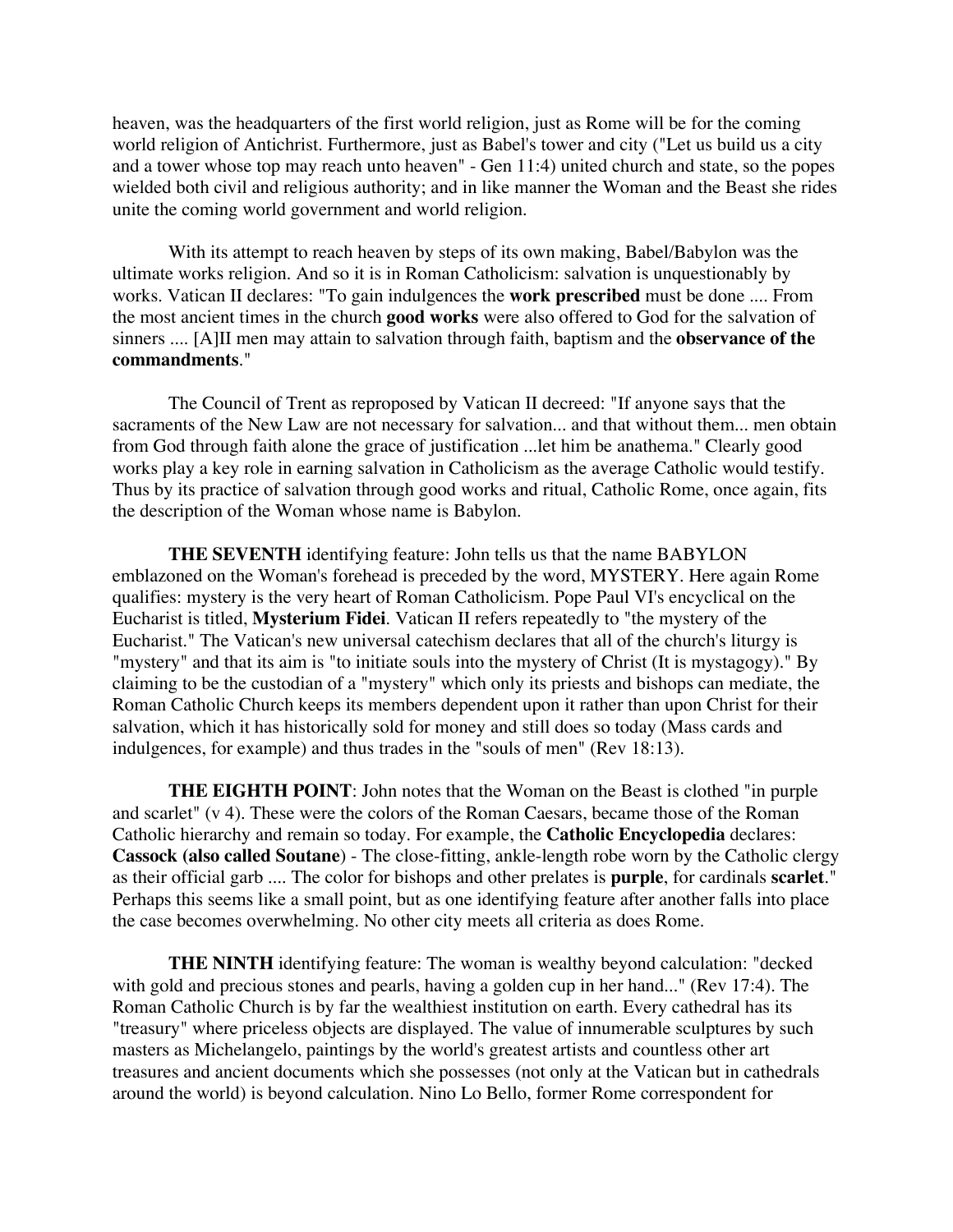heaven, was the headquarters of the first world religion, just as Rome will be for the coming world religion of Antichrist. Furthermore, just as Babel's tower and city ("Let us build us a city and a tower whose top may reach unto heaven" - Gen 11:4) united church and state, so the popes wielded both civil and religious authority; and in like manner the Woman and the Beast she rides unite the coming world government and world religion.

With its attempt to reach heaven by steps of its own making, Babel/Babylon was the ultimate works religion. And so it is in Roman Catholicism: salvation is unquestionably by works. Vatican II declares: "To gain indulgences the **work prescribed** must be done .... From the most ancient times in the church **good works** were also offered to God for the salvation of sinners .... [A]II men may attain to salvation through faith, baptism and the **observance of the commandments**."

The Council of Trent as reproposed by Vatican II decreed: "If anyone says that the sacraments of the New Law are not necessary for salvation... and that without them... men obtain from God through faith alone the grace of justification ...let him be anathema." Clearly good works play a key role in earning salvation in Catholicism as the average Catholic would testify. Thus by its practice of salvation through good works and ritual, Catholic Rome, once again, fits the description of the Woman whose name is Babylon.

**THE SEVENTH** identifying feature: John tells us that the name BABYLON emblazoned on the Woman's forehead is preceded by the word, MYSTERY. Here again Rome qualifies: mystery is the very heart of Roman Catholicism. Pope Paul VI's encyclical on the Eucharist is titled, **Mysterium Fidei**. Vatican II refers repeatedly to "the mystery of the Eucharist." The Vatican's new universal catechism declares that all of the church's liturgy is "mystery" and that its aim is "to initiate souls into the mystery of Christ (It is mystagogy)." By claiming to be the custodian of a "mystery" which only its priests and bishops can mediate, the Roman Catholic Church keeps its members dependent upon it rather than upon Christ for their salvation, which it has historically sold for money and still does so today (Mass cards and indulgences, for example) and thus trades in the "souls of men" (Rev 18:13).

**THE EIGHTH POINT**: John notes that the Woman on the Beast is clothed "in purple and scarlet" (v 4). These were the colors of the Roman Caesars, became those of the Roman Catholic hierarchy and remain so today. For example, the **Catholic Encyclopedia** declares: **Cassock (also called Soutane**) - The close-fitting, ankle-length robe worn by the Catholic clergy as their official garb .... The color for bishops and other prelates is **purple**, for cardinals **scarlet**." Perhaps this seems like a small point, but as one identifying feature after another falls into place the case becomes overwhelming. No other city meets all criteria as does Rome.

**THE NINTH** identifying feature: The woman is wealthy beyond calculation: "decked with gold and precious stones and pearls, having a golden cup in her hand..." (Rev 17:4). The Roman Catholic Church is by far the wealthiest institution on earth. Every cathedral has its "treasury" where priceless objects are displayed. The value of innumerable sculptures by such masters as Michelangelo, paintings by the world's greatest artists and countless other art treasures and ancient documents which she possesses (not only at the Vatican but in cathedrals around the world) is beyond calculation. Nino Lo Bello, former Rome correspondent for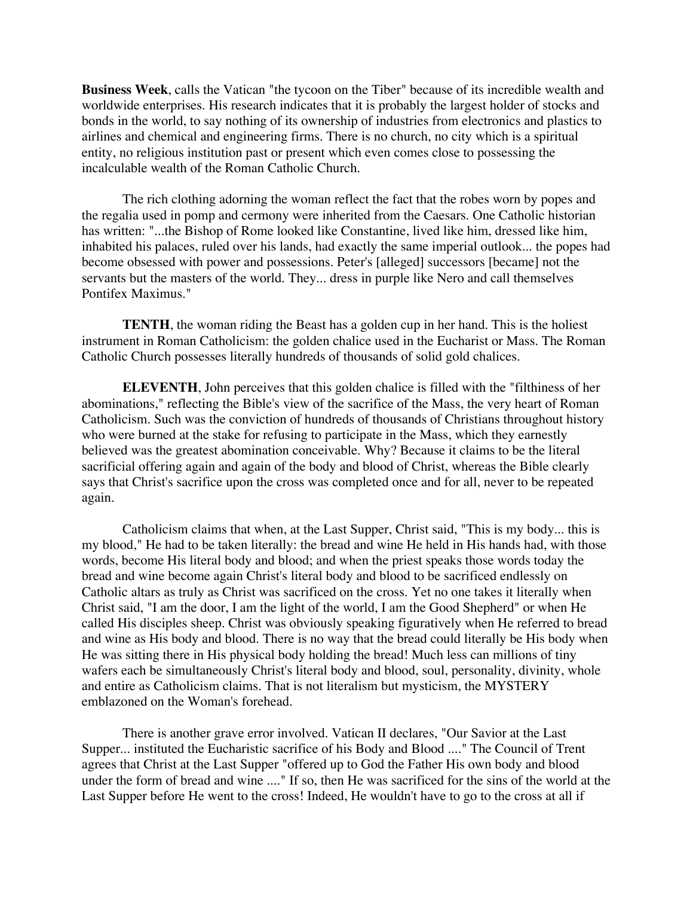**Business Week**, calls the Vatican "the tycoon on the Tiber" because of its incredible wealth and worldwide enterprises. His research indicates that it is probably the largest holder of stocks and bonds in the world, to say nothing of its ownership of industries from electronics and plastics to airlines and chemical and engineering firms. There is no church, no city which is a spiritual entity, no religious institution past or present which even comes close to possessing the incalculable wealth of the Roman Catholic Church.

The rich clothing adorning the woman reflect the fact that the robes worn by popes and the regalia used in pomp and cermony were inherited from the Caesars. One Catholic historian has written: "...the Bishop of Rome looked like Constantine, lived like him, dressed like him, inhabited his palaces, ruled over his lands, had exactly the same imperial outlook... the popes had become obsessed with power and possessions. Peter's [alleged] successors [became] not the servants but the masters of the world. They... dress in purple like Nero and call themselves Pontifex Maximus."

**TENTH**, the woman riding the Beast has a golden cup in her hand. This is the holiest instrument in Roman Catholicism: the golden chalice used in the Eucharist or Mass. The Roman Catholic Church possesses literally hundreds of thousands of solid gold chalices.

**ELEVENTH**, John perceives that this golden chalice is filled with the "filthiness of her abominations," reflecting the Bible's view of the sacrifice of the Mass, the very heart of Roman Catholicism. Such was the conviction of hundreds of thousands of Christians throughout history who were burned at the stake for refusing to participate in the Mass, which they earnestly believed was the greatest abomination conceivable. Why? Because it claims to be the literal sacrificial offering again and again of the body and blood of Christ, whereas the Bible clearly says that Christ's sacrifice upon the cross was completed once and for all, never to be repeated again.

Catholicism claims that when, at the Last Supper, Christ said, "This is my body... this is my blood," He had to be taken literally: the bread and wine He held in His hands had, with those words, become His literal body and blood; and when the priest speaks those words today the bread and wine become again Christ's literal body and blood to be sacrificed endlessly on Catholic altars as truly as Christ was sacrificed on the cross. Yet no one takes it literally when Christ said, "I am the door, I am the light of the world, I am the Good Shepherd" or when He called His disciples sheep. Christ was obviously speaking figuratively when He referred to bread and wine as His body and blood. There is no way that the bread could literally be His body when He was sitting there in His physical body holding the bread! Much less can millions of tiny wafers each be simultaneously Christ's literal body and blood, soul, personality, divinity, whole and entire as Catholicism claims. That is not literalism but mysticism, the MYSTERY emblazoned on the Woman's forehead.

There is another grave error involved. Vatican II declares, "Our Savior at the Last Supper... instituted the Eucharistic sacrifice of his Body and Blood ...." The Council of Trent agrees that Christ at the Last Supper "offered up to God the Father His own body and blood under the form of bread and wine ...." If so, then He was sacrificed for the sins of the world at the Last Supper before He went to the cross! Indeed, He wouldn't have to go to the cross at all if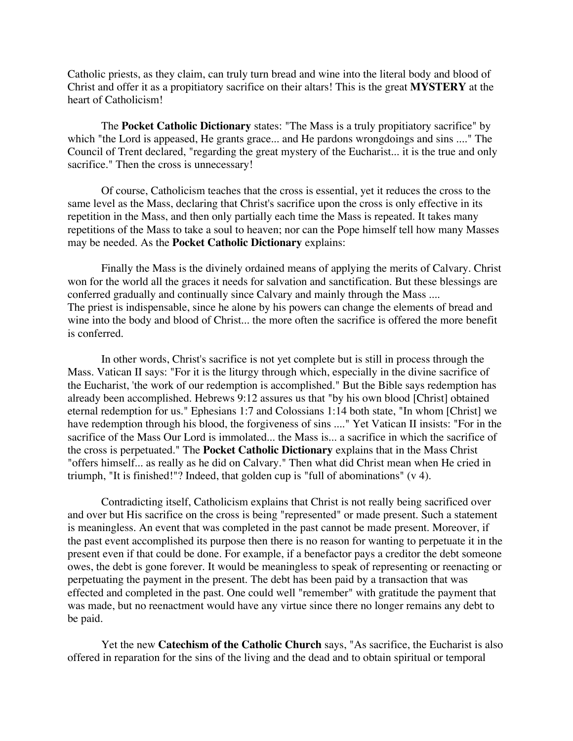Catholic priests, as they claim, can truly turn bread and wine into the literal body and blood of Christ and offer it as a propitiatory sacrifice on their altars! This is the great **MYSTERY** at the heart of Catholicism!

The **Pocket Catholic Dictionary** states: "The Mass is a truly propitiatory sacrifice" by which "the Lord is appeased, He grants grace... and He pardons wrongdoings and sins ...." The Council of Trent declared, "regarding the great mystery of the Eucharist... it is the true and only sacrifice." Then the cross is unnecessary!

Of course, Catholicism teaches that the cross is essential, yet it reduces the cross to the same level as the Mass, declaring that Christ's sacrifice upon the cross is only effective in its repetition in the Mass, and then only partially each time the Mass is repeated. It takes many repetitions of the Mass to take a soul to heaven; nor can the Pope himself tell how many Masses may be needed. As the **Pocket Catholic Dictionary** explains:

Finally the Mass is the divinely ordained means of applying the merits of Calvary. Christ won for the world all the graces it needs for salvation and sanctification. But these blessings are conferred gradually and continually since Calvary and mainly through the Mass ....
The priest is indispensable, since he alone by his powers can change the elements of bread and wine into the body and blood of Christ... the more often the sacrifice is offered the more benefit is conferred.

In other words, Christ's sacrifice is not yet complete but is still in process through the Mass. Vatican II says: "For it is the liturgy through which, especially in the divine sacrifice of the Eucharist, 'the work of our redemption is accomplished." But the Bible says redemption has already been accomplished. Hebrews 9:12 assures us that "by his own blood [Christ] obtained eternal redemption for us." Ephesians 1:7 and Colossians 1:14 both state, "In whom [Christ] we have redemption through his blood, the forgiveness of sins ...." Yet Vatican II insists: "For in the sacrifice of the Mass Our Lord is immolated... the Mass is... a sacrifice in which the sacrifice of the cross is perpetuated." The **Pocket Catholic Dictionary** explains that in the Mass Christ "offers himself... as really as he did on Calvary." Then what did Christ mean when He cried in triumph, "It is finished!"? Indeed, that golden cup is "full of abominations" (v 4).

Contradicting itself, Catholicism explains that Christ is not really being sacrificed over and over but His sacrifice on the cross is being "represented" or made present. Such a statement is meaningless. An event that was completed in the past cannot be made present. Moreover, if the past event accomplished its purpose then there is no reason for wanting to perpetuate it in the present even if that could be done. For example, if a benefactor pays a creditor the debt someone owes, the debt is gone forever. It would be meaningless to speak of representing or reenacting or perpetuating the payment in the present. The debt has been paid by a transaction that was effected and completed in the past. One could well "remember" with gratitude the payment that was made, but no reenactment would have any virtue since there no longer remains any debt to be paid.

Yet the new **Catechism of the Catholic Church** says, "As sacrifice, the Eucharist is also offered in reparation for the sins of the living and the dead and to obtain spiritual or temporal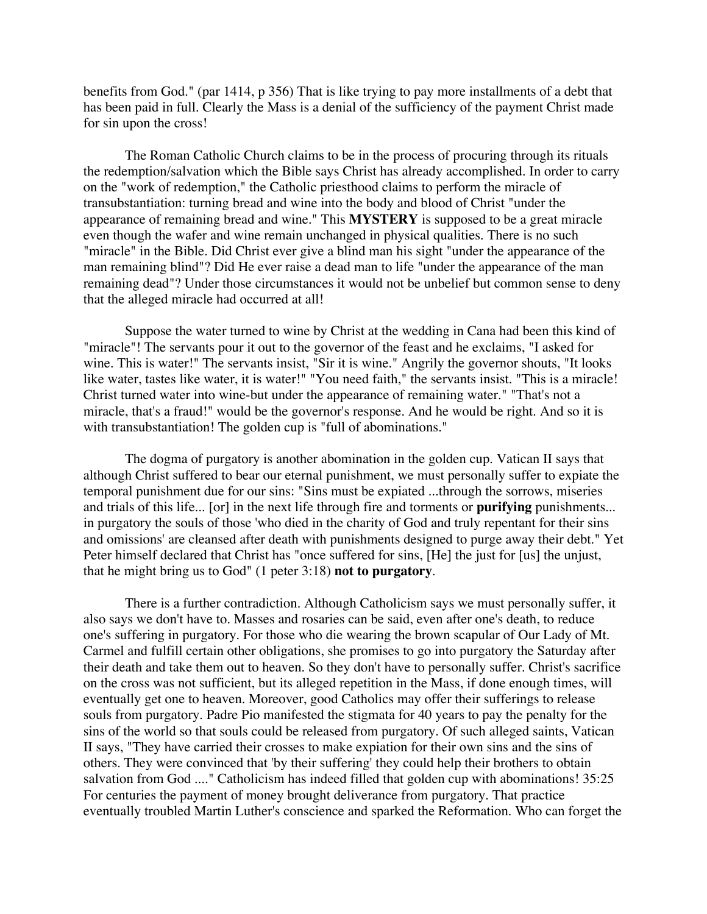benefits from God." (par 1414, p 356) That is like trying to pay more installments of a debt that has been paid in full. Clearly the Mass is a denial of the sufficiency of the payment Christ made for sin upon the cross!

The Roman Catholic Church claims to be in the process of procuring through its rituals the redemption/salvation which the Bible says Christ has already accomplished. In order to carry on the "work of redemption," the Catholic priesthood claims to perform the miracle of transubstantiation: turning bread and wine into the body and blood of Christ "under the appearance of remaining bread and wine." This **MYSTERY** is supposed to be a great miracle even though the wafer and wine remain unchanged in physical qualities. There is no such "miracle" in the Bible. Did Christ ever give a blind man his sight "under the appearance of the man remaining blind"? Did He ever raise a dead man to life "under the appearance of the man remaining dead"? Under those circumstances it would not be unbelief but common sense to deny that the alleged miracle had occurred at all!

Suppose the water turned to wine by Christ at the wedding in Cana had been this kind of "miracle"! The servants pour it out to the governor of the feast and he exclaims, "I asked for wine. This is water!" The servants insist, "Sir it is wine." Angrily the governor shouts, "It looks like water, tastes like water, it is water!" "You need faith," the servants insist. "This is a miracle! Christ turned water into wine-but under the appearance of remaining water." "That's not a miracle, that's a fraud!" would be the governor's response. And he would be right. And so it is with transubstantiation! The golden cup is "full of abominations."

The dogma of purgatory is another abomination in the golden cup. Vatican II says that although Christ suffered to bear our eternal punishment, we must personally suffer to expiate the temporal punishment due for our sins: "Sins must be expiated ...through the sorrows, miseries and trials of this life... [or] in the next life through fire and torments or **purifying** punishments... in purgatory the souls of those 'who died in the charity of God and truly repentant for their sins and omissions' are cleansed after death with punishments designed to purge away their debt." Yet Peter himself declared that Christ has "once suffered for sins, [He] the just for [us] the unjust, that he might bring us to God" (1 peter 3:18) **not to purgatory**.

There is a further contradiction. Although Catholicism says we must personally suffer, it also says we don't have to. Masses and rosaries can be said, even after one's death, to reduce one's suffering in purgatory. For those who die wearing the brown scapular of Our Lady of Mt. Carmel and fulfill certain other obligations, she promises to go into purgatory the Saturday after their death and take them out to heaven. So they don't have to personally suffer. Christ's sacrifice on the cross was not sufficient, but its alleged repetition in the Mass, if done enough times, will eventually get one to heaven. Moreover, good Catholics may offer their sufferings to release souls from purgatory. Padre Pio manifested the stigmata for 40 years to pay the penalty for the sins of the world so that souls could be released from purgatory. Of such alleged saints, Vatican II says, "They have carried their crosses to make expiation for their own sins and the sins of others. They were convinced that 'by their suffering' they could help their brothers to obtain salvation from God ...." Catholicism has indeed filled that golden cup with abominations! 35:25 For centuries the payment of money brought deliverance from purgatory. That practice eventually troubled Martin Luther's conscience and sparked the Reformation. Who can forget the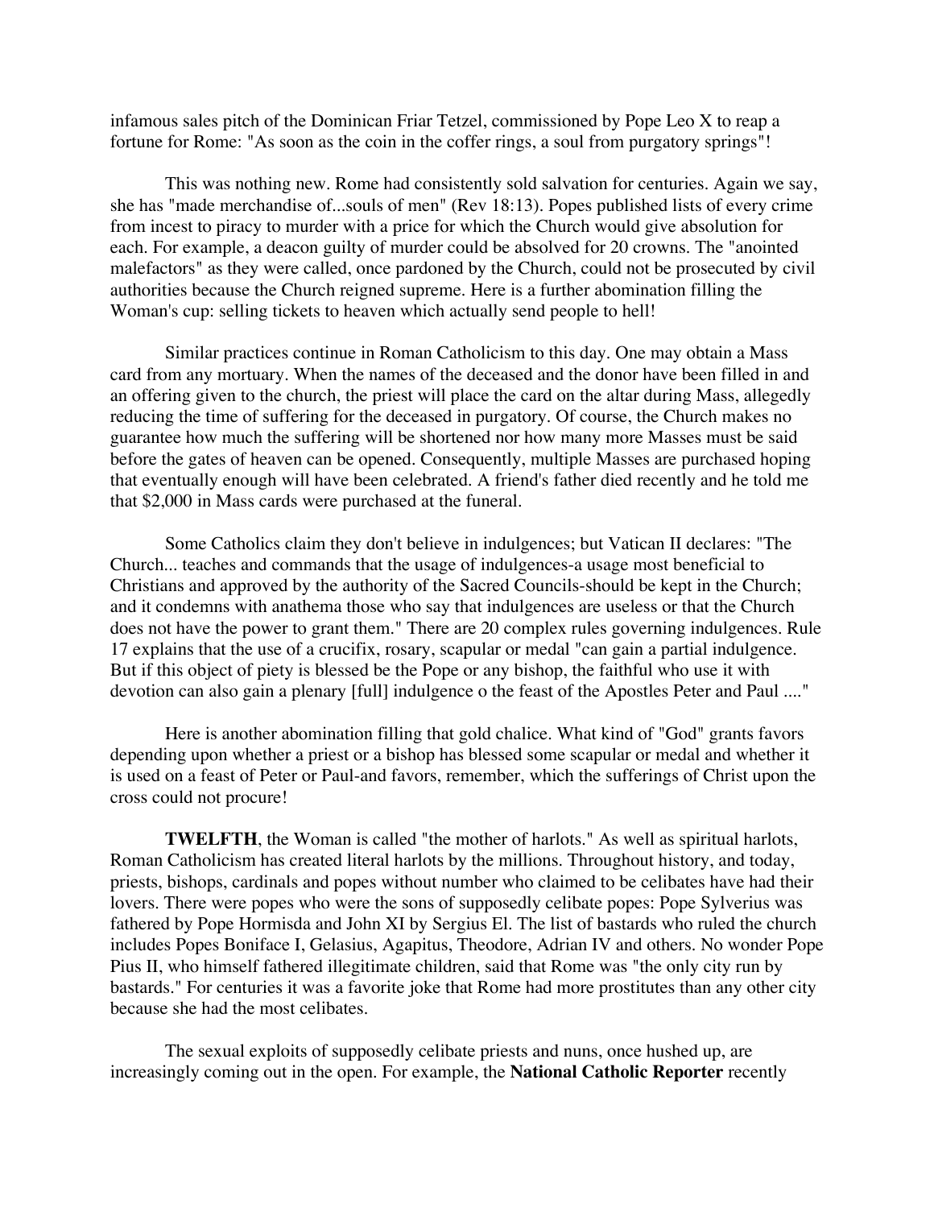infamous sales pitch of the Dominican Friar Tetzel, commissioned by Pope Leo X to reap a fortune for Rome: "As soon as the coin in the coffer rings, a soul from purgatory springs"!

This was nothing new. Rome had consistently sold salvation for centuries. Again we say, she has "made merchandise of...souls of men" (Rev 18:13). Popes published lists of every crime from incest to piracy to murder with a price for which the Church would give absolution for each. For example, a deacon guilty of murder could be absolved for 20 crowns. The "anointed malefactors" as they were called, once pardoned by the Church, could not be prosecuted by civil authorities because the Church reigned supreme. Here is a further abomination filling the Woman's cup: selling tickets to heaven which actually send people to hell!

Similar practices continue in Roman Catholicism to this day. One may obtain a Mass card from any mortuary. When the names of the deceased and the donor have been filled in and an offering given to the church, the priest will place the card on the altar during Mass, allegedly reducing the time of suffering for the deceased in purgatory. Of course, the Church makes no guarantee how much the suffering will be shortened nor how many more Masses must be said before the gates of heaven can be opened. Consequently, multiple Masses are purchased hoping that eventually enough will have been celebrated. A friend's father died recently and he told me that $2,000 in Mass cards were purchased at the funeral.

Some Catholics claim they don't believe in indulgences; but Vatican II declares: "The Church... teaches and commands that the usage of indulgences-a usage most beneficial to Christians and approved by the authority of the Sacred Councils-should be kept in the Church; and it condemns with anathema those who say that indulgences are useless or that the Church does not have the power to grant them." There are 20 complex rules governing indulgences. Rule 17 explains that the use of a crucifix, rosary, scapular or medal "can gain a partial indulgence. But if this object of piety is blessed be the Pope or any bishop, the faithful who use it with devotion can also gain a plenary [full] indulgence o the feast of the Apostles Peter and Paul ...."

Here is another abomination filling that gold chalice. What kind of "God" grants favors depending upon whether a priest or a bishop has blessed some scapular or medal and whether it is used on a feast of Peter or Paul-and favors, remember, which the sufferings of Christ upon the cross could not procure!

**TWELFTH**, the Woman is called "the mother of harlots." As well as spiritual harlots, Roman Catholicism has created literal harlots by the millions. Throughout history, and today, priests, bishops, cardinals and popes without number who claimed to be celibates have had their lovers. There were popes who were the sons of supposedly celibate popes: Pope Sylverius was fathered by Pope Hormisda and John XI by Sergius El. The list of bastards who ruled the church includes Popes Boniface I, Gelasius, Agapitus, Theodore, Adrian IV and others. No wonder Pope Pius II, who himself fathered illegitimate children, said that Rome was "the only city run by bastards." For centuries it was a favorite joke that Rome had more prostitutes than any other city because she had the most celibates.

The sexual exploits of supposedly celibate priests and nuns, once hushed up, are increasingly coming out in the open. For example, the **National Catholic Reporter** recently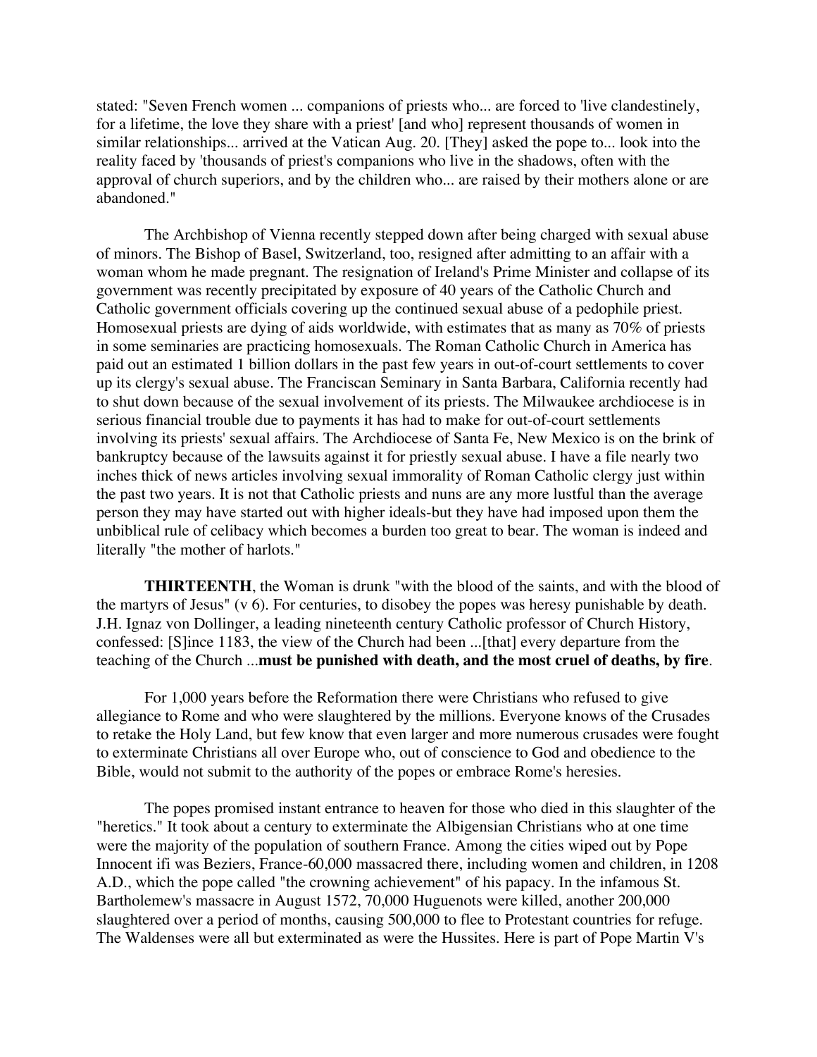stated: "Seven French women ... companions of priests who... are forced to 'live clandestinely, for a lifetime, the love they share with a priest' [and who] represent thousands of women in similar relationships... arrived at the Vatican Aug. 20. [They] asked the pope to... look into the reality faced by 'thousands of priest's companions who live in the shadows, often with the approval of church superiors, and by the children who... are raised by their mothers alone or are abandoned."

The Archbishop of Vienna recently stepped down after being charged with sexual abuse of minors. The Bishop of Basel, Switzerland, too, resigned after admitting to an affair with a woman whom he made pregnant. The resignation of Ireland's Prime Minister and collapse of its government was recently precipitated by exposure of 40 years of the Catholic Church and Catholic government officials covering up the continued sexual abuse of a pedophile priest. Homosexual priests are dying of aids worldwide, with estimates that as many as 70% of priests in some seminaries are practicing homosexuals. The Roman Catholic Church in America has paid out an estimated 1 billion dollars in the past few years in out-of-court settlements to cover up its clergy's sexual abuse. The Franciscan Seminary in Santa Barbara, California recently had to shut down because of the sexual involvement of its priests. The Milwaukee archdiocese is in serious financial trouble due to payments it has had to make for out-of-court settlements involving its priests' sexual affairs. The Archdiocese of Santa Fe, New Mexico is on the brink of bankruptcy because of the lawsuits against it for priestly sexual abuse. I have a file nearly two inches thick of news articles involving sexual immorality of Roman Catholic clergy just within the past two years. It is not that Catholic priests and nuns are any more lustful than the average person they may have started out with higher ideals-but they have had imposed upon them the unbiblical rule of celibacy which becomes a burden too great to bear. The woman is indeed and literally "the mother of harlots."

**THIRTEENTH**, the Woman is drunk "with the blood of the saints, and with the blood of the martyrs of Jesus" (v 6). For centuries, to disobey the popes was heresy punishable by death. J.H. Ignaz von Dollinger, a leading nineteenth century Catholic professor of Church History, confessed: [S]ince 1183, the view of the Church had been ...[that] every departure from the teaching of the Church ...**must be punished with death, and the most cruel of deaths, by fire**.

For 1,000 years before the Reformation there were Christians who refused to give allegiance to Rome and who were slaughtered by the millions. Everyone knows of the Crusades to retake the Holy Land, but few know that even larger and more numerous crusades were fought to exterminate Christians all over Europe who, out of conscience to God and obedience to the Bible, would not submit to the authority of the popes or embrace Rome's heresies.

The popes promised instant entrance to heaven for those who died in this slaughter of the "heretics." It took about a century to exterminate the Albigensian Christians who at one time were the majority of the population of southern France. Among the cities wiped out by Pope Innocent ifi was Beziers, France-60,000 massacred there, including women and children, in 1208 A.D., which the pope called "the crowning achievement" of his papacy. In the infamous St. Bartholemew's massacre in August 1572, 70,000 Huguenots were killed, another 200,000 slaughtered over a period of months, causing 500,000 to flee to Protestant countries for refuge. The Waldenses were all but exterminated as were the Hussites. Here is part of Pope Martin V's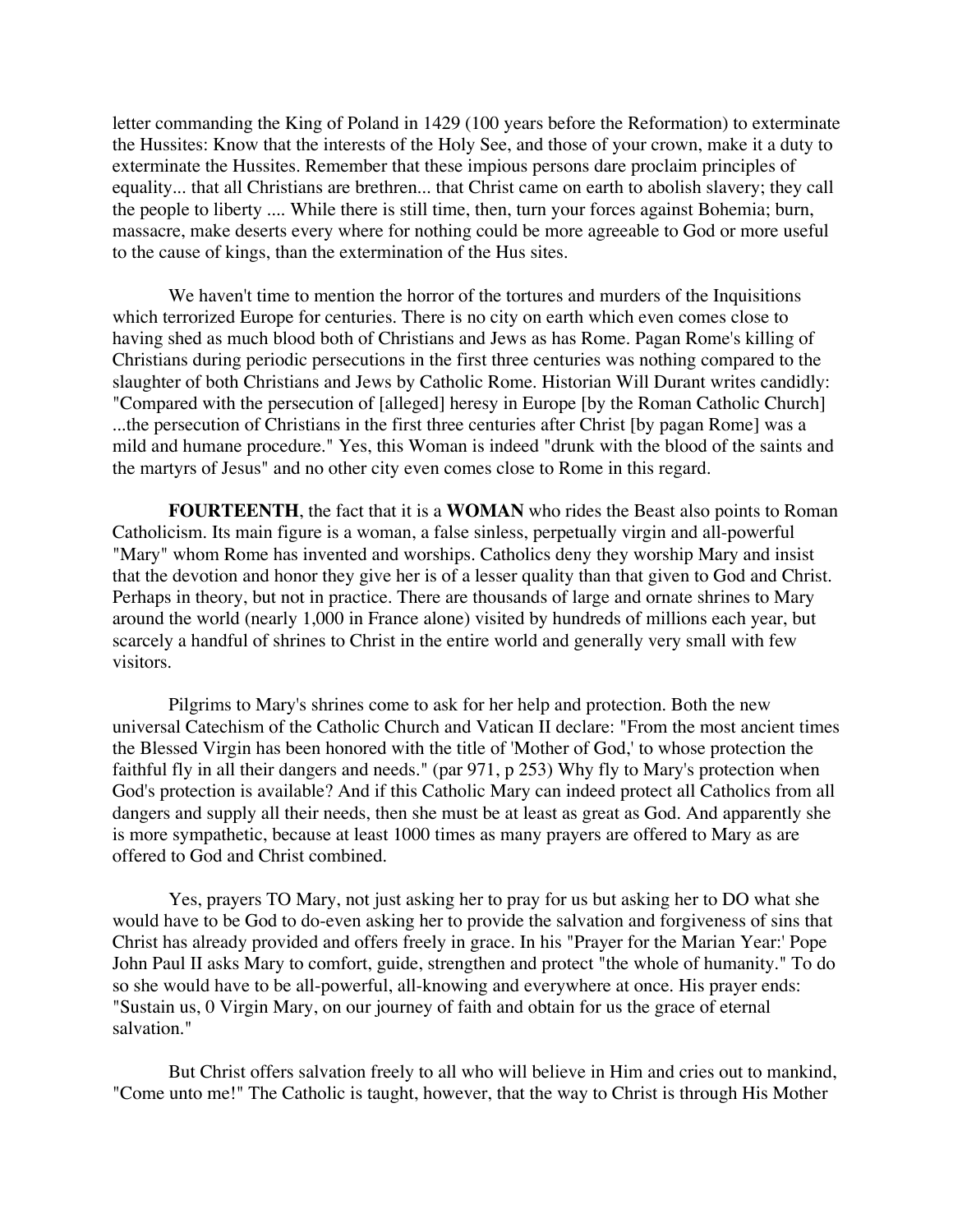letter commanding the King of Poland in 1429 (100 years before the Reformation) to exterminate the Hussites: Know that the interests of the Holy See, and those of your crown, make it a duty to exterminate the Hussites. Remember that these impious persons dare proclaim principles of equality... that all Christians are brethren... that Christ came on earth to abolish slavery; they call the people to liberty .... While there is still time, then, turn your forces against Bohemia; burn, massacre, make deserts every where for nothing could be more agreeable to God or more useful to the cause of kings, than the extermination of the Hus sites.

We haven't time to mention the horror of the tortures and murders of the Inquisitions which terrorized Europe for centuries. There is no city on earth which even comes close to having shed as much blood both of Christians and Jews as has Rome. Pagan Rome's killing of Christians during periodic persecutions in the first three centuries was nothing compared to the slaughter of both Christians and Jews by Catholic Rome. Historian Will Durant writes candidly: "Compared with the persecution of [alleged] heresy in Europe [by the Roman Catholic Church] ...the persecution of Christians in the first three centuries after Christ [by pagan Rome] was a mild and humane procedure." Yes, this Woman is indeed "drunk with the blood of the saints and the martyrs of Jesus" and no other city even comes close to Rome in this regard.

**FOURTEENTH**, the fact that it is a **WOMAN** who rides the Beast also points to Roman Catholicism. Its main figure is a woman, a false sinless, perpetually virgin and all-powerful "Mary" whom Rome has invented and worships. Catholics deny they worship Mary and insist that the devotion and honor they give her is of a lesser quality than that given to God and Christ. Perhaps in theory, but not in practice. There are thousands of large and ornate shrines to Mary around the world (nearly 1,000 in France alone) visited by hundreds of millions each year, but scarcely a handful of shrines to Christ in the entire world and generally very small with few visitors.

Pilgrims to Mary's shrines come to ask for her help and protection. Both the new universal Catechism of the Catholic Church and Vatican II declare: "From the most ancient times the Blessed Virgin has been honored with the title of 'Mother of God,' to whose protection the faithful fly in all their dangers and needs." (par 971, p 253) Why fly to Mary's protection when God's protection is available? And if this Catholic Mary can indeed protect all Catholics from all dangers and supply all their needs, then she must be at least as great as God. And apparently she is more sympathetic, because at least 1000 times as many prayers are offered to Mary as are offered to God and Christ combined.

Yes, prayers TO Mary, not just asking her to pray for us but asking her to DO what she would have to be God to do-even asking her to provide the salvation and forgiveness of sins that Christ has already provided and offers freely in grace. In his "Prayer for the Marian Year:' Pope John Paul II asks Mary to comfort, guide, strengthen and protect "the whole of humanity." To do so she would have to be all-powerful, all-knowing and everywhere at once. His prayer ends: "Sustain us, 0 Virgin Mary, on our journey of faith and obtain for us the grace of eternal salvation."

But Christ offers salvation freely to all who will believe in Him and cries out to mankind, "Come unto me!" The Catholic is taught, however, that the way to Christ is through His Mother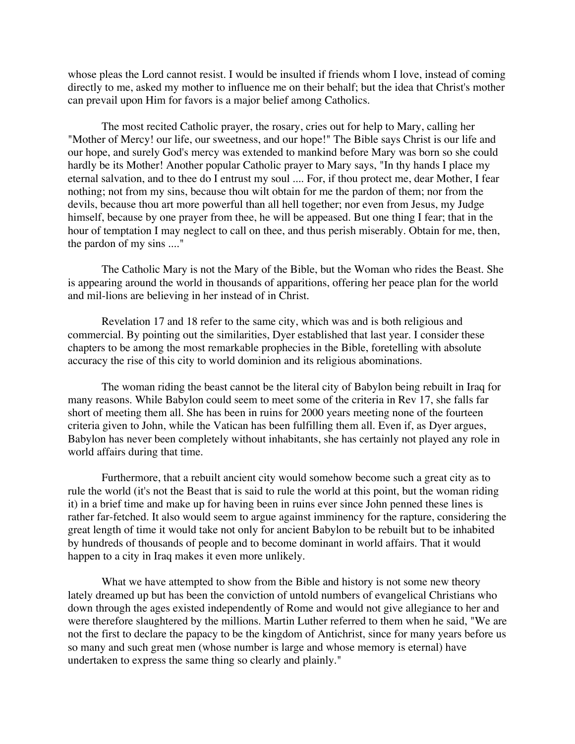whose pleas the Lord cannot resist. I would be insulted if friends whom I love, instead of coming directly to me, asked my mother to influence me on their behalf; but the idea that Christ's mother can prevail upon Him for favors is a major belief among Catholics.

The most recited Catholic prayer, the rosary, cries out for help to Mary, calling her "Mother of Mercy! our life, our sweetness, and our hope!" The Bible says Christ is our life and our hope, and surely God's mercy was extended to mankind before Mary was born so she could hardly be its Mother! Another popular Catholic prayer to Mary says, "In thy hands I place my eternal salvation, and to thee do I entrust my soul .... For, if thou protect me, dear Mother, I fear nothing; not from my sins, because thou wilt obtain for me the pardon of them; nor from the devils, because thou art more powerful than all hell together; nor even from Jesus, my Judge himself, because by one prayer from thee, he will be appeased. But one thing I fear; that in the hour of temptation I may neglect to call on thee, and thus perish miserably. Obtain for me, then, the pardon of my sins ...."

The Catholic Mary is not the Mary of the Bible, but the Woman who rides the Beast. She is appearing around the world in thousands of apparitions, offering her peace plan for the world and mil-lions are believing in her instead of in Christ.

Revelation 17 and 18 refer to the same city, which was and is both religious and commercial. By pointing out the similarities, Dyer established that last year. I consider these chapters to be among the most remarkable prophecies in the Bible, foretelling with absolute accuracy the rise of this city to world dominion and its religious abominations.

The woman riding the beast cannot be the literal city of Babylon being rebuilt in Iraq for many reasons. While Babylon could seem to meet some of the criteria in Rev 17, she falls far short of meeting them all. She has been in ruins for 2000 years meeting none of the fourteen criteria given to John, while the Vatican has been fulfilling them all. Even if, as Dyer argues, Babylon has never been completely without inhabitants, she has certainly not played any role in world affairs during that time.

Furthermore, that a rebuilt ancient city would somehow become such a great city as to rule the world (it's not the Beast that is said to rule the world at this point, but the woman riding it) in a brief time and make up for having been in ruins ever since John penned these lines is rather far-fetched. It also would seem to argue against imminency for the rapture, considering the great length of time it would take not only for ancient Babylon to be rebuilt but to be inhabited by hundreds of thousands of people and to become dominant in world affairs. That it would happen to a city in Iraq makes it even more unlikely.

What we have attempted to show from the Bible and history is not some new theory lately dreamed up but has been the conviction of untold numbers of evangelical Christians who down through the ages existed independently of Rome and would not give allegiance to her and were therefore slaughtered by the millions. Martin Luther referred to them when he said, "We are not the first to declare the papacy to be the kingdom of Antichrist, since for many years before us so many and such great men (whose number is large and whose memory is eternal) have undertaken to express the same thing so clearly and plainly."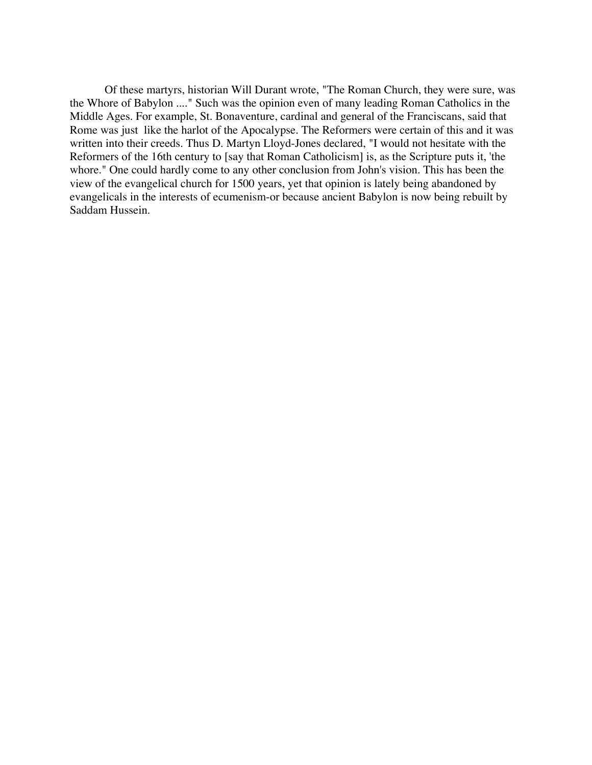Of these martyrs, historian Will Durant wrote, "The Roman Church, they were sure, was the Whore of Babylon ...." Such was the opinion even of many leading Roman Catholics in the Middle Ages. For example, St. Bonaventure, cardinal and general of the Franciscans, said that Rome was just like the harlot of the Apocalypse. The Reformers were certain of this and it was written into their creeds. Thus D. Martyn Lloyd-Jones declared, "I would not hesitate with the Reformers of the 16th century to [say that Roman Catholicism] is, as the Scripture puts it, 'the whore." One could hardly come to any other conclusion from John's vision. This has been the view of the evangelical church for 1500 years, yet that opinion is lately being abandoned by evangelicals in the interests of ecumenism-or because ancient Babylon is now being rebuilt by Saddam Hussein.